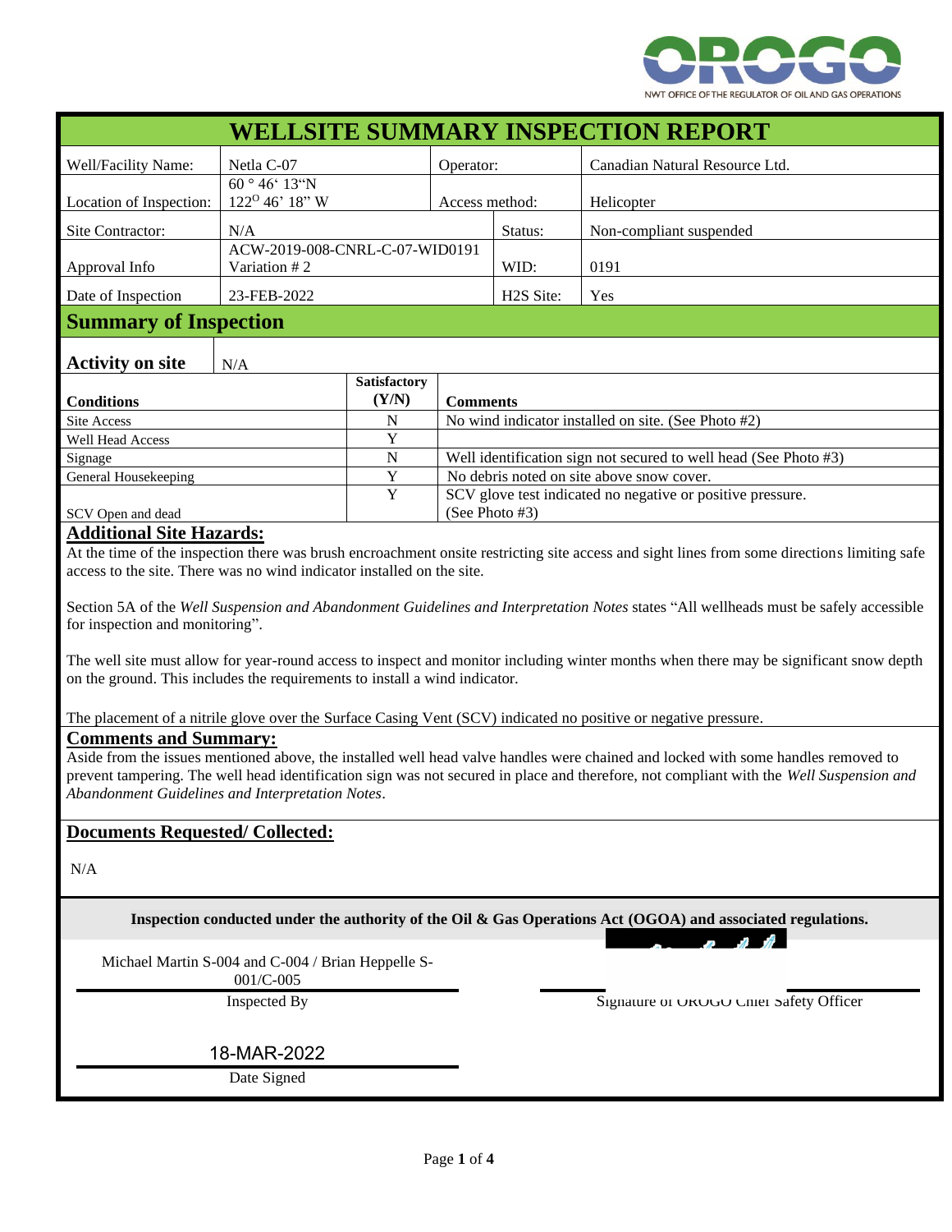# WELLSITE SUMMARY INSPECTION REPORT

| | | | |
|---|---|---|---|
| Well/Facility Name: | Netla C-07 | Operator: | Canadian Natural Resource Ltd. |
| Location of Inspection: | 60 ° 46‘ 13“N<br>122$^{O}$ 46’ 18” W | Access method: | Helicopter |
| Site Contractor: | N/A | Status: | Non-compliant suspended |
| Approval Info | ACW-2019-008-CNRL-C-07-WID0191<br>Variation # 2 | WID: | 0191 |
| Date of Inspection | 23-FEB-2022 | H2S Site: | Yes |

## Summary of Inspection

**Activity on site** N/A

| Conditions | Satisfactory (Y/N) | Comments |
|---|---|---|
| Site Access | N | No wind indicator installed on site. (See Photo #2) |
| Well Head Access | Y | |
| Signage | N | Well identification sign not secured to well head (See Photo #3) |
| General Housekeeping | Y | No debris noted on site above snow cover. |
| SCV Open and dead | Y | SCV glove test indicated no negative or positive pressure. (See Photo #3) |

## Additional Site Hazards:

At the time of the inspection there was brush encroachment onsite restricting site access and sight lines from some directions limiting safe access to the site. There was no wind indicator installed on the site.

Section 5A of the *Well Suspension and Abandonment Guidelines and Interpretation Notes* states “All wellheads must be safely accessible for inspection and monitoring”.

The well site must allow for year-round access to inspect and monitor including winter months when there may be significant snow depth on the ground. This includes the requirements to install a wind indicator.

The placement of a nitrile glove over the Surface Casing Vent (SCV) indicated no positive or negative pressure.

## Comments and Summary:

Aside from the issues mentioned above, the installed well head valve handles were chained and locked with some handles removed to prevent tampering. The well head identification sign was not secured in place and therefore, not compliant with the *Well Suspension and Abandonment Guidelines and Interpretation Notes*.

## Documents Requested/ Collected:

N/A

**Inspection conducted under the authority of the Oil & Gas Operations Act (OGOA) and associated regulations.**

Michael Martin S-004 and C-004 / Brian Heppelle S-001/C-005
Inspected By

Signature of OROGO Chief Safety Officer

18-MAR-2022
Date Signed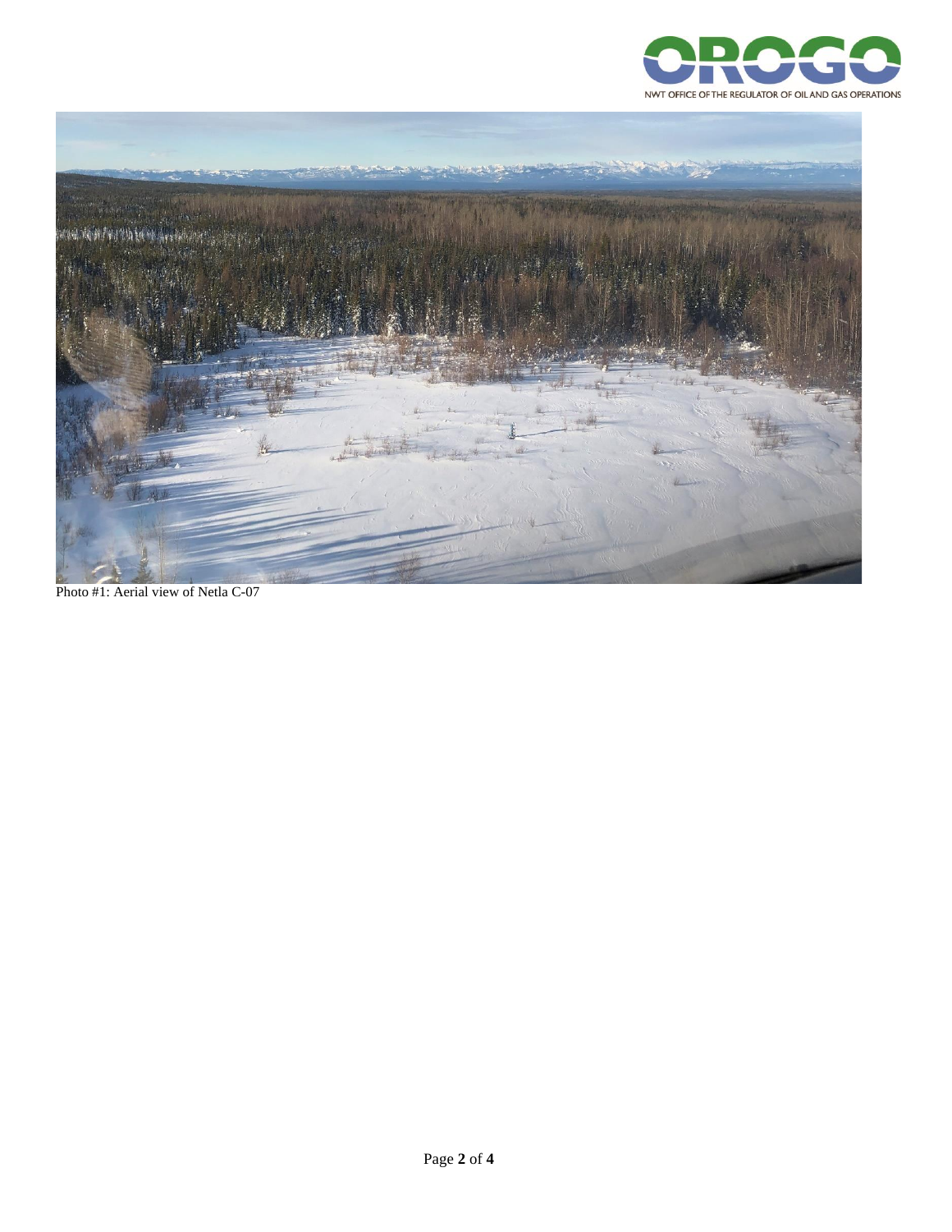Photo #1: Aerial view of Netla C-07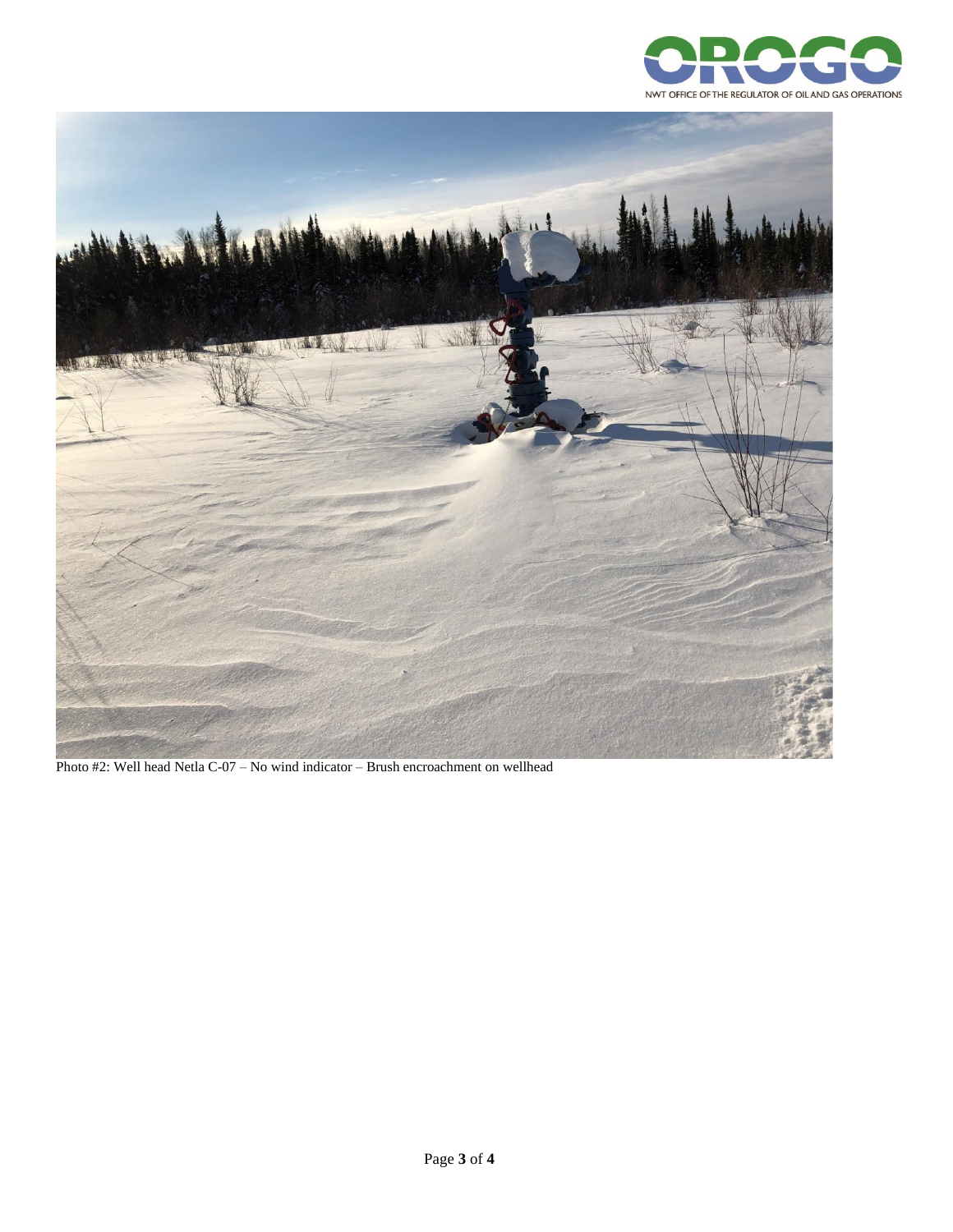Photo #2: Well head Netla C-07 – No wind indicator – Brush encroachment on wellhead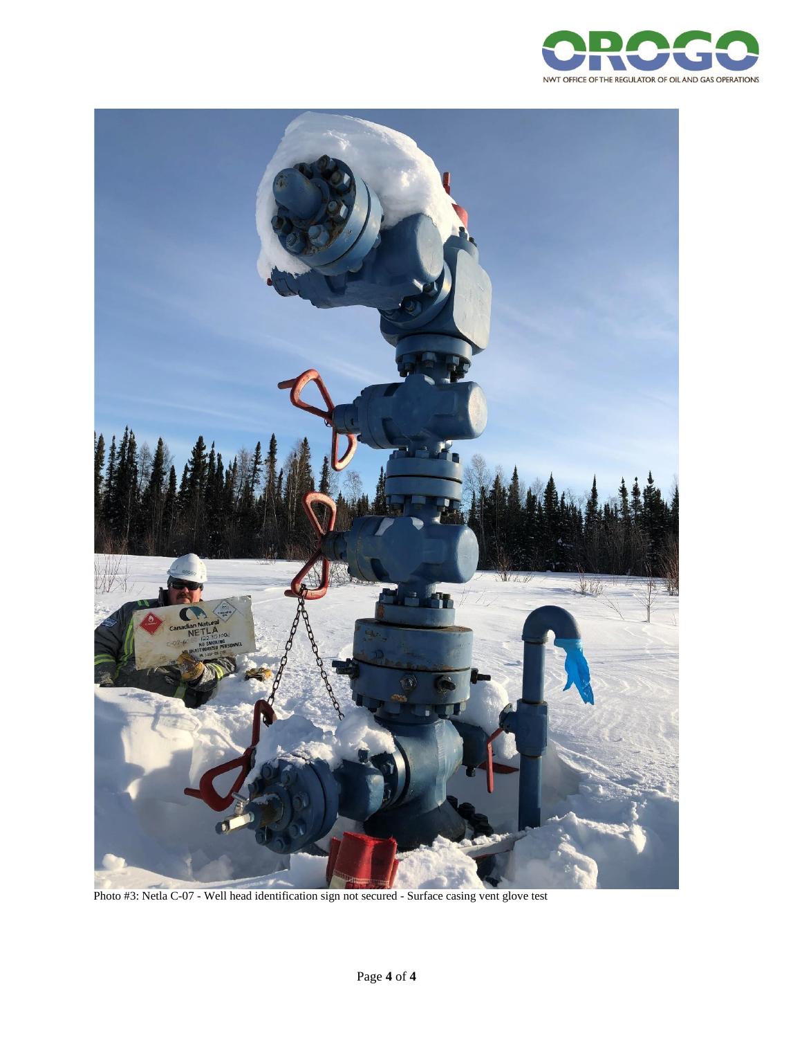Photo #3: Netla C-07 - Well head identification sign not secured - Surface casing vent glove test